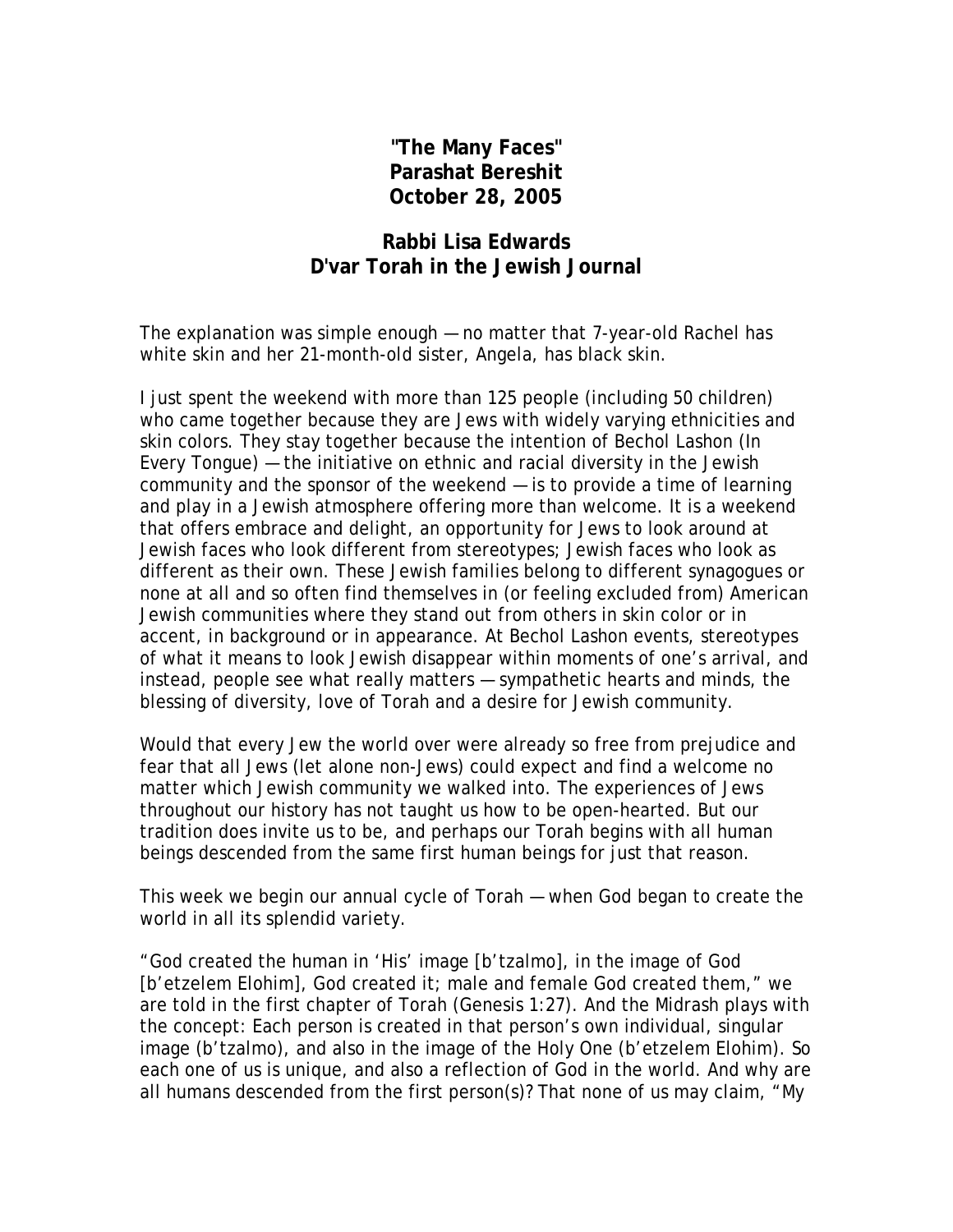**"The Many Faces"**
**Parashat Bereshit**
**October 28, 2005**

**Rabbi Lisa Edwards**
**D'var Torah in the Jewish Journal**

The explanation was simple enough — no matter that 7-year-old Rachel has white skin and her 21-month-old sister, Angela, has black skin.

I just spent the weekend with more than 125 people (including 50 children) who came together because they are Jews with widely varying ethnicities and skin colors. They stay together because the intention of Bechol Lashon (In Every Tongue) — the initiative on ethnic and racial diversity in the Jewish community and the sponsor of the weekend — is to provide a time of learning and play in a Jewish atmosphere offering more than welcome. It is a weekend that offers embrace and delight, an opportunity for Jews to look around at Jewish faces who look different from stereotypes; Jewish faces who look as different as their own. These Jewish families belong to different synagogues or none at all and so often find themselves in (or feeling excluded from) American Jewish communities where they stand out from others in skin color or in accent, in background or in appearance. At Bechol Lashon events, stereotypes of what it means to look Jewish disappear within moments of one's arrival, and instead, people see what really matters — sympathetic hearts and minds, the blessing of diversity, love of Torah and a desire for Jewish community.

Would that every Jew the world over were already so free from prejudice and fear that all Jews (let alone non-Jews) could expect and find a welcome no matter which Jewish community we walked into. The experiences of Jews throughout our history has not taught us how to be open-hearted. But our tradition does invite us to be, and perhaps our Torah begins with all human beings descended from the same first human beings for just that reason.

This week we begin our annual cycle of Torah — when God began to create the world in all its splendid variety.

"God created the human in 'His' image [b'tzalmo], in the image of God [b'etzelem Elohim], God created it; male and female God created them," we are told in the first chapter of Torah (Genesis 1:27). And the Midrash plays with the concept: Each person is created in that person's own individual, singular image (b'tzalmo), and also in the image of the Holy One (b'etzelem Elohim). So each one of us is unique, and also a reflection of God in the world. And why are all humans descended from the first person(s)? That none of us may claim, "My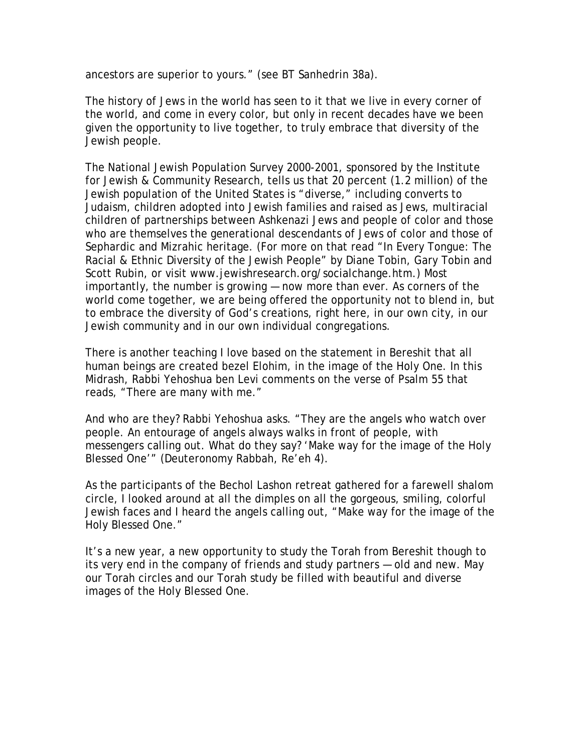ancestors are superior to yours." (see BT Sanhedrin 38a).

The history of Jews in the world has seen to it that we live in every corner of the world, and come in every color, but only in recent decades have we been given the opportunity to live together, to truly embrace that diversity of the Jewish people.

The National Jewish Population Survey 2000-2001, sponsored by the Institute for Jewish & Community Research, tells us that 20 percent (1.2 million) of the Jewish population of the United States is "diverse," including converts to Judaism, children adopted into Jewish families and raised as Jews, multiracial children of partnerships between Ashkenazi Jews and people of color and those who are themselves the generational descendants of Jews of color and those of Sephardic and Mizrahic heritage. (For more on that read "In Every Tongue: The Racial & Ethnic Diversity of the Jewish People" by Diane Tobin, Gary Tobin and Scott Rubin, or visit www.jewishresearch.org/socialchange.htm.) Most importantly, the number is growing — now more than ever. As corners of the world come together, we are being offered the opportunity not to blend in, but to embrace the diversity of God's creations, right here, in our own city, in our Jewish community and in our own individual congregations.

There is another teaching I love based on the statement in Bereshit that all human beings are created bezel Elohim, in the image of the Holy One. In this Midrash, Rabbi Yehoshua ben Levi comments on the verse of Psalm 55 that reads, "There are many with me."

And who are they? Rabbi Yehoshua asks. "They are the angels who watch over people. An entourage of angels always walks in front of people, with messengers calling out. What do they say? 'Make way for the image of the Holy Blessed One'" (Deuteronomy Rabbah, Re'eh 4).

As the participants of the Bechol Lashon retreat gathered for a farewell shalom circle, I looked around at all the dimples on all the gorgeous, smiling, colorful Jewish faces and I heard the angels calling out, "Make way for the image of the Holy Blessed One."

It's a new year, a new opportunity to study the Torah from Bereshit though to its very end in the company of friends and study partners — old and new. May our Torah circles and our Torah study be filled with beautiful and diverse images of the Holy Blessed One.